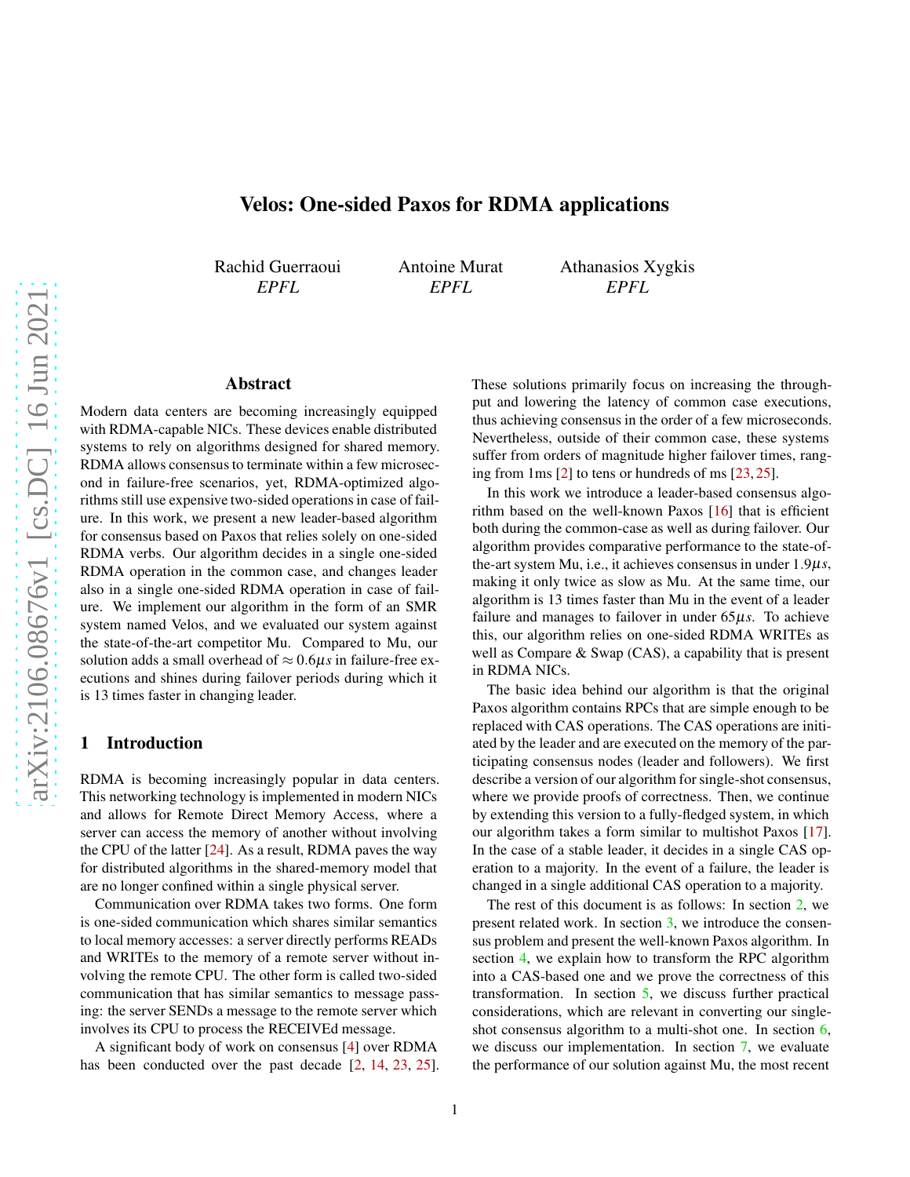# Velos: One-sided Paxos for RDMA applications

Rachid Guerraoui  
*EPFL*

Antoine Murat  
*EPFL*

Athanasios Xygkis  
*EPFL*

## Abstract

Modern data centers are becoming increasingly equipped with RDMA-capable NICs. These devices enable distributed systems to rely on algorithms designed for shared memory. RDMA allows consensus to terminate within a few microsecond in failure-free scenarios, yet, RDMA-optimized algorithms still use expensive two-sided operations in case of failure. In this work, we present a new leader-based algorithm for consensus based on Paxos that relies solely on one-sided RDMA verbs. Our algorithm decides in a single one-sided RDMA operation in the common case, and changes leader also in a single one-sided RDMA operation in case of failure. We implement our algorithm in the form of an SMR system named Velos, and we evaluated our system against the state-of-the-art competitor Mu. Compared to Mu, our solution adds a small overhead of $\approx 0.6\mu s$ in failure-free executions and shines during failover periods during which it is 13 times faster in changing leader.

## 1 Introduction

RDMA is becoming increasingly popular in data centers. This networking technology is implemented in modern NICs and allows for Remote Direct Memory Access, where a server can access the memory of another without involving the CPU of the latter [24]. As a result, RDMA paves the way for distributed algorithms in the shared-memory model that are no longer confined within a single physical server.

Communication over RDMA takes two forms. One form is one-sided communication which shares similar semantics to local memory accesses: a server directly performs READs and WRITEs to the memory of a remote server without involving the remote CPU. The other form is called two-sided communication that has similar semantics to message passing: the server SENDs a message to the remote server which involves its CPU to process the RECEIVEd message.

A significant body of work on consensus [4] over RDMA has been conducted over the past decade [2, 14, 23, 25]. These solutions primarily focus on increasing the throughput and lowering the latency of common case executions, thus achieving consensus in the order of a few microseconds. Nevertheless, outside of their common case, these systems suffer from orders of magnitude higher failover times, ranging from 1ms [2] to tens or hundreds of ms [23, 25].

In this work we introduce a leader-based consensus algorithm based on the well-known Paxos [16] that is efficient both during the common-case as well as during failover. Our algorithm provides comparative performance to the state-of-the-art system Mu, i.e., it achieves consensus in under $1.9\mu s$, making it only twice as slow as Mu. At the same time, our algorithm is 13 times faster than Mu in the event of a leader failure and manages to failover in under $65\mu s$. To achieve this, our algorithm relies on one-sided RDMA WRITEs as well as Compare & Swap (CAS), a capability that is present in RDMA NICs.

The basic idea behind our algorithm is that the original Paxos algorithm contains RPCs that are simple enough to be replaced with CAS operations. The CAS operations are initiated by the leader and are executed on the memory of the participating consensus nodes (leader and followers). We first describe a version of our algorithm for single-shot consensus, where we provide proofs of correctness. Then, we continue by extending this version to a fully-fledged system, in which our algorithm takes a form similar to multishot Paxos [17]. In the case of a stable leader, it decides in a single CAS operation to a majority. In the event of a failure, the leader is changed in a single additional CAS operation to a majority.

The rest of this document is as follows: In section 2, we present related work. In section 3, we introduce the consensus problem and present the well-known Paxos algorithm. In section 4, we explain how to transform the RPC algorithm into a CAS-based one and we prove the correctness of this transformation. In section 5, we discuss further practical considerations, which are relevant in converting our single-shot consensus algorithm to a multi-shot one. In section 6, we discuss our implementation. In section 7, we evaluate the performance of our solution against Mu, the most recent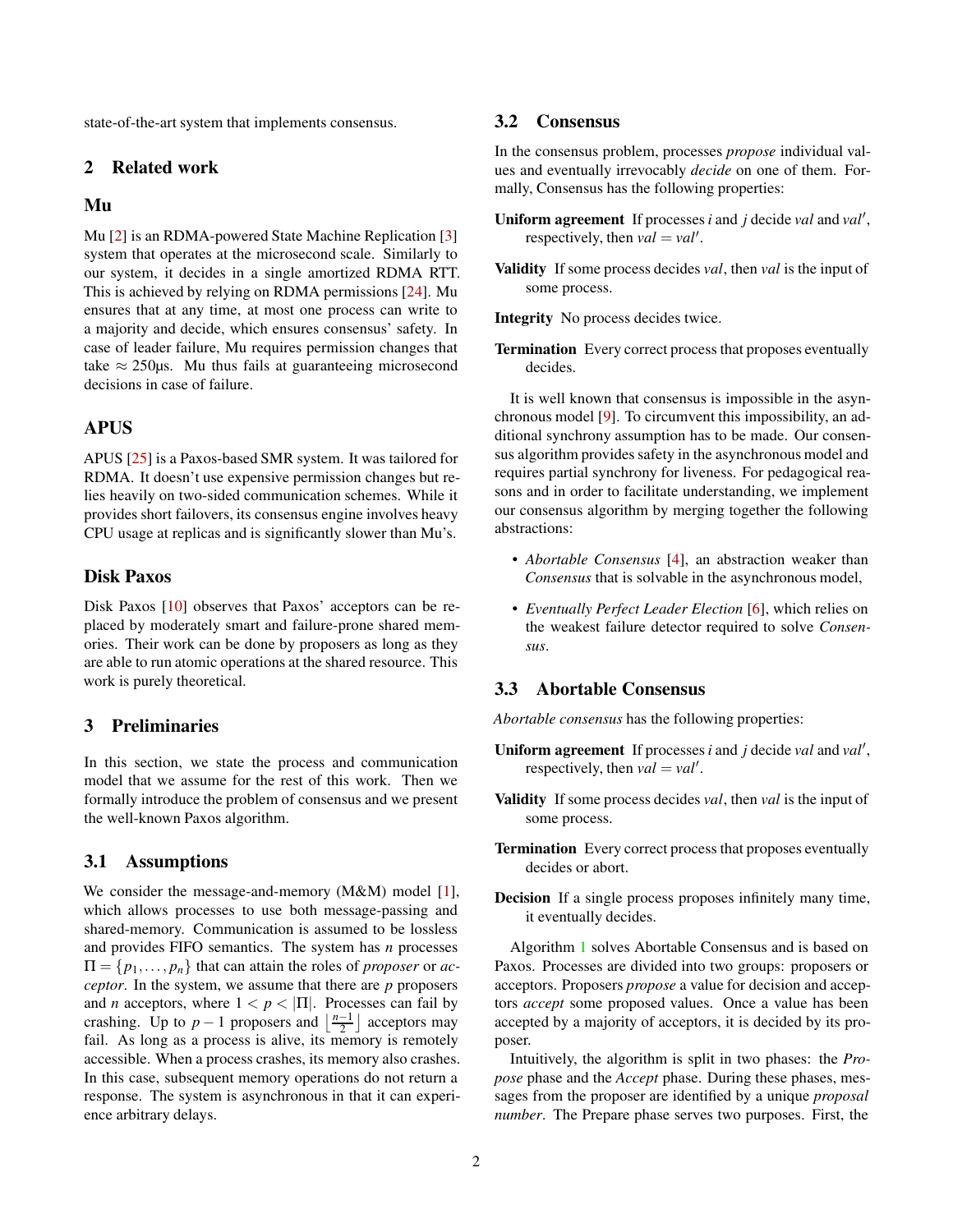state-of-the-art system that implements consensus.

## 2 Related work

### Mu

Mu [2] is an RDMA-powered State Machine Replication [3] system that operates at the microsecond scale. Similarly to our system, it decides in a single amortized RDMA RTT. This is achieved by relying on RDMA permissions [24]. Mu ensures that at any time, at most one process can write to a majority and decide, which ensures consensus' safety. In case of leader failure, Mu requires permission changes that take $\approx$ 250µs. Mu thus fails at guaranteeing microsecond decisions in case of failure.

### APUS

APUS [25] is a Paxos-based SMR system. It was tailored for RDMA. It doesn't use expensive permission changes but relies heavily on two-sided communication schemes. While it provides short failovers, its consensus engine involves heavy CPU usage at replicas and is significantly slower than Mu's.

### Disk Paxos

Disk Paxos [10] observes that Paxos' acceptors can be replaced by moderately smart and failure-prone shared memories. Their work can be done by proposers as long as they are able to run atomic operations at the shared resource. This work is purely theoretical.

## 3 Preliminaries

In this section, we state the process and communication model that we assume for the rest of this work. Then we formally introduce the problem of consensus and we present the well-known Paxos algorithm.

### 3.1 Assumptions

We consider the message-and-memory (M&M) model [1], which allows processes to use both message-passing and shared-memory. Communication is assumed to be lossless and provides FIFO semantics. The system has $n$ processes $\Pi = \{p_1, \dots, p_n\}$ that can attain the roles of *proposer* or *acceptor*. In the system, we assume that there are $p$ proposers and $n$ acceptors, where $1 < p < |\Pi|$. Processes can fail by crashing. Up to $p-1$ proposers and $\lfloor \frac{n-1}{2} \rfloor$ acceptors may fail. As long as a process is alive, its memory is remotely accessible. When a process crashes, its memory also crashes. In this case, subsequent memory operations do not return a response. The system is asynchronous in that it can experience arbitrary delays.

### 3.2 Consensus

In the consensus problem, processes *propose* individual values and eventually irrevocably *decide* on one of them. Formally, Consensus has the following properties:

**Uniform agreement** If processes $i$ and $j$ decide $val$ and $val'$, respectively, then $val = val'$.

**Validity** If some process decides $val$, then $val$ is the input of some process.

**Integrity** No process decides twice.

**Termination** Every correct process that proposes eventually decides.

It is well known that consensus is impossible in the asynchronous model [9]. To circumvent this impossibility, an additional synchrony assumption has to be made. Our consensus algorithm provides safety in the asynchronous model and requires partial synchrony for liveness. For pedagogical reasons and in order to facilitate understanding, we implement our consensus algorithm by merging together the following abstractions:

- *Abortable Consensus* [4], an abstraction weaker than *Consensus* that is solvable in the asynchronous model,
- *Eventually Perfect Leader Election* [6], which relies on the weakest failure detector required to solve *Consensus*.

### 3.3 Abortable Consensus

*Abortable consensus* has the following properties:

**Uniform agreement** If processes $i$ and $j$ decide $val$ and $val'$, respectively, then $val = val'$.

**Validity** If some process decides $val$, then $val$ is the input of some process.

**Termination** Every correct process that proposes eventually decides or abort.

**Decision** If a single process proposes infinitely many time, it eventually decides.

Algorithm 1 solves Abortable Consensus and is based on Paxos. Processes are divided into two groups: proposers or acceptors. Proposers *propose* a value for decision and acceptors *accept* some proposed values. Once a value has been accepted by a majority of acceptors, it is decided by its proposer.

Intuitively, the algorithm is split in two phases: the *Propose* phase and the *Accept* phase. During these phases, messages from the proposer are identified by a unique *proposal number*. The Prepare phase serves two purposes. First, the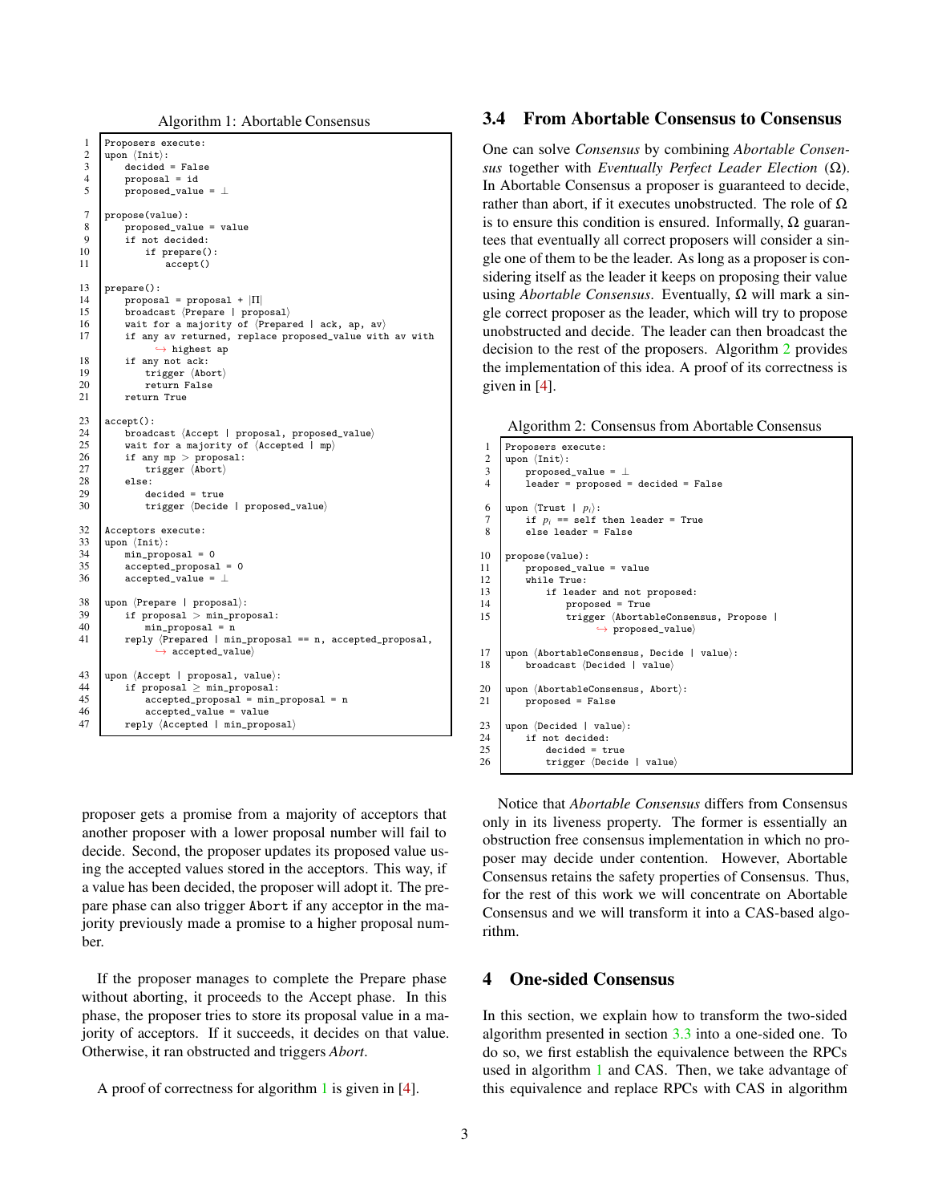Algorithm 1: Abortable Consensus

```
1   Proposers execute:
2   upon ⟨Init⟩:
3       decided = False
4       proposal = id
5       proposed_value = ⊥
6
7   propose(value):
8       proposed_value = value
9       if not decided:
10          if prepare():
11              accept()
12
13  prepare():
14      proposal = proposal + |Π|
15      broadcast ⟨Prepare | proposal⟩
16      wait for a majority of ⟨Prepared | ack, ap, av⟩
17      if any av returned, replace proposed_value with av with
            ↪ highest ap
18      if any not ack:
19          trigger ⟨Abort⟩
20          return False
21      return True
22
23  accept():
24      broadcast ⟨Accept | proposal, proposed_value⟩
25      wait for a majority of ⟨Accepted | mp⟩
26      if any mp > proposal:
27          trigger ⟨Abort⟩
28      else:
29          decided = true
30          trigger ⟨Decide | proposed_value⟩
31
32  Acceptors execute:
33  upon ⟨Init⟩:
34      min_proposal = 0
35      accepted_proposal = 0
36      accepted_value = ⊥
37
38  upon ⟨Prepare | proposal⟩:
39      if proposal > min_proposal:
40          min_proposal = n
41      reply ⟨Prepared | min_proposal == n, accepted_proposal,
            ↪ accepted_value⟩
42
43  upon ⟨Accept | proposal, value⟩:
44      if proposal ≥ min_proposal:
45          accepted_proposal = min_proposal = n
46          accepted_value = value
47      reply ⟨Accepted | min_proposal⟩
```

proposer gets a promise from a majority of acceptors that another proposer with a lower proposal number will fail to decide. Second, the proposer updates its proposed value using the accepted values stored in the acceptors. This way, if a value has been decided, the proposer will adopt it. The prepare phase can also trigger Abort if any acceptor in the majority previously made a promise to a higher proposal number.

If the proposer manages to complete the Prepare phase without aborting, it proceeds to the Accept phase. In this phase, the proposer tries to store its proposal value in a majority of acceptors. If it succeeds, it decides on that value. Otherwise, it ran obstructed and triggers *Abort*.

A proof of correctness for algorithm 1 is given in [4].

### 3.4 From Abortable Consensus to Consensus

One can solve *Consensus* by combining *Abortable Consensus* together with *Eventually Perfect Leader Election* ($\Omega$). In Abortable Consensus a proposer is guaranteed to decide, rather than abort, if it executes unobstructed. The role of $\Omega$ is to ensure this condition is ensured. Informally, $\Omega$ guarantees that eventually all correct proposers will consider a single one of them to be the leader. As long as a proposer is considering itself as the leader it keeps on proposing their value using *Abortable Consensus*. Eventually, $\Omega$ will mark a single correct proposer as the leader, which will try to propose unobstructed and decide. The leader can then broadcast the decision to the rest of the proposers. Algorithm 2 provides the implementation of this idea. A proof of its correctness is given in [4].

Algorithm 2: Consensus from Abortable Consensus

```
1   Proposers execute:
2   upon ⟨Init⟩:
3       proposed_value = ⊥
4       leader = proposed = decided = False
5
6   upon ⟨Trust | p_i⟩:
7       if p_i == self then leader = True
8       else leader = False
9
10  propose(value):
11      proposed_value = value
12      while True:
13          if leader and not proposed:
14              proposed = True
15              trigger ⟨AbortableConsensus, Propose |
                    ↪ proposed_value⟩
16
17  upon ⟨AbortableConsensus, Decide | value⟩:
18      broadcast ⟨Decided | value⟩
19
20  upon ⟨AbortableConsensus, Abort⟩:
21      proposed = False
22
23  upon ⟨Decided | value⟩:
24      if not decided:
25          decided = true
26          trigger ⟨Decide | value⟩
```

Notice that *Abortable Consensus* differs from Consensus only in its liveness property. The former is essentially an obstruction free consensus implementation in which no proposer may decide under contention. However, Abortable Consensus retains the safety properties of Consensus. Thus, for the rest of this work we will concentrate on Abortable Consensus and we will transform it into a CAS-based algorithm.

## 4 One-sided Consensus

In this section, we explain how to transform the two-sided algorithm presented in section 3.3 into a one-sided one. To do so, we first establish the equivalence between the RPCs used in algorithm 1 and CAS. Then, we take advantage of this equivalence and replace RPCs with CAS in algorithm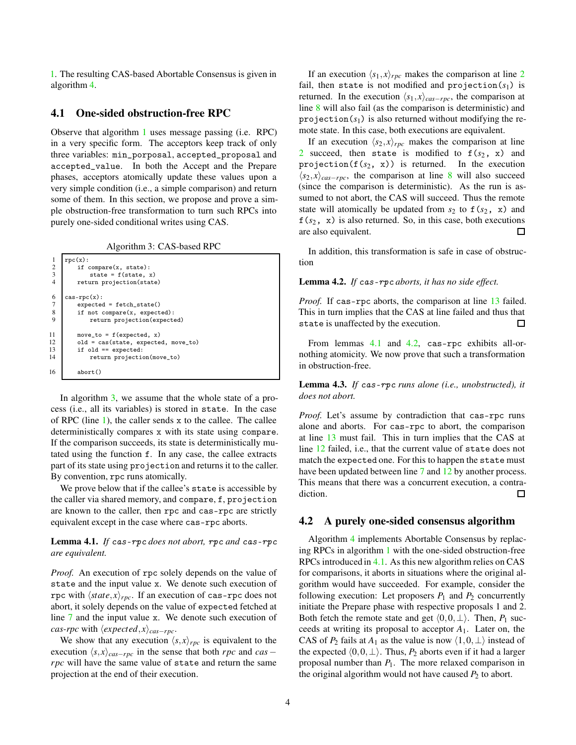1. The resulting CAS-based Abortable Consensus is given in algorithm 4.

## 4.1 One-sided obstruction-free RPC

Observe that algorithm 1 uses message passing (i.e. RPC) in a very specific form. The acceptors keep track of only three variables: `min_porposal`, `accepted_proposal` and `accepted_value`. In both the Accept and the Prepare phases, acceptors atomically update these values upon a very simple condition (i.e., a simple comparison) and return some of them. In this section, we propose and prove a simple obstruction-free transformation to turn such RPCs into purely one-sided conditional writes using CAS.

Algorithm 3: CAS-based RPC

```
1   rpc(x):
2       if compare(x, state):
3           state = f(state, x)
4       return projection(state)

6   cas-rpc(x):
7       expected = fetch_state()
8       if not compare(x, expected):
9           return projection(expected)

11      move_to = f(expected, x)
12      old = cas(state, expected, move_to)
13      if old == expected:
14          return projection(move_to)

16      abort()
```

In algorithm 3, we assume that the whole state of a process (i.e., all its variables) is stored in `state`. In the case of RPC (line 1), the caller sends `x` to the callee. The callee deterministically compares `x` with its state using `compare`. If the comparison succeeds, its state is deterministically mutated using the function `f`. In any case, the callee extracts part of its state using `projection` and returns it to the caller. By convention, `rpc` runs atomically.

We prove below that if the callee's `state` is accessible by the caller via shared memory, and `compare`, `f`, `projection` are known to the caller, then `rpc` and `cas-rpc` are strictly equivalent except in the case where `cas-rpc` aborts.

**Lemma 4.1.** *If `cas-rpc` does not abort, `rpc` and `cas-rpc` are equivalent.*

*Proof.* An execution of `rpc` solely depends on the value of `state` and the input value `x`. We denote such execution of `rpc` with $\langle state, x\rangle_{rpc}$. If an execution of `cas-rpc` does not abort, it solely depends on the value of `expected` fetched at line 7 and the input value `x`. We denote such execution of *cas-rpc* with $\langle expected, x\rangle_{cas-rpc}$.

We show that any execution $\langle s, x\rangle_{rpc}$ is equivalent to the execution $\langle s, x\rangle_{cas-rpc}$ in the sense that both *rpc* and *cas−rpc* will have the same value of `state` and return the same projection at the end of their execution.

If an execution $\langle s_1, x\rangle_{rpc}$ makes the comparison at line 2 fail, then `state` is not modified and `projection`($s_1$) is returned. In the execution $\langle s_1, x\rangle_{cas-rpc}$, the comparison at line 8 will also fail (as the comparison is deterministic) and `projection`($s_1$) is also returned without modifying the remote state. In this case, both executions are equivalent.

If an execution $\langle s_2, x\rangle_{rpc}$ makes the comparison at line 2 succeed, then `state` is modified to `f(`$s_2$`, x)` and `projection(f(`$s_2$`, x))` is returned. In the execution $\langle s_2, x\rangle_{cas-rpc}$, the comparison at line 8 will also succeed (since the comparison is deterministic). As the run is assumed to not abort, the CAS will succeed. Thus the remote state will atomically be updated from $s_2$ to `f(`$s_2$`, x)` and `f(`$s_2$`, x)` is also returned. So, in this case, both executions are also equivalent. ☐

In addition, this transformation is safe in case of obstruction

**Lemma 4.2.** *If `cas-rpc` aborts, it has no side effect.*

*Proof.* If `cas-rpc` aborts, the comparison at line 13 failed. This in turn implies that the CAS at line failed and thus that `state` is unaffected by the execution. ☐

From lemmas 4.1 and 4.2, `cas-rpc` exhibits all-or-nothing atomicity. We now prove that such a transformation in obstruction-free.

**Lemma 4.3.** *If `cas-rpc` runs alone (i.e., unobstructed), it does not abort.*

*Proof.* Let's assume by contradiction that `cas-rpc` runs alone and aborts. For `cas-rpc` to abort, the comparison at line 13 must fail. This in turn implies that the CAS at line 12 failed, i.e., that the current value of `state` does not match the `expected` one. For this to happen the `state` must have been updated between line 7 and 12 by another process. This means that there was a concurrent execution, a contradiction. ☐

## 4.2 A purely one-sided consensus algorithm

Algorithm 4 implements Abortable Consensus by replacing RPCs in algorithm 1 with the one-sided obstruction-free RPCs introduced in 4.1. As this new algorithm relies on CAS for comparisons, it aborts in situations where the original algorithm would have succeeded. For example, consider the following execution: Let proposers $P_1$ and $P_2$ concurrently initiate the Prepare phase with respective proposals 1 and 2. Both fetch the remote state and get $\langle 0,0,\perp\rangle$. Then, $P_1$ succeeds at writing its proposal to acceptor $A_1$. Later on, the CAS of $P_2$ fails at $A_1$ as the value is now $\langle 1,0,\perp\rangle$ instead of the expected $\langle 0,0,\perp\rangle$. Thus, $P_2$ aborts even if it had a larger proposal number than $P_1$. The more relaxed comparison in the original algorithm would not have caused $P_2$ to abort.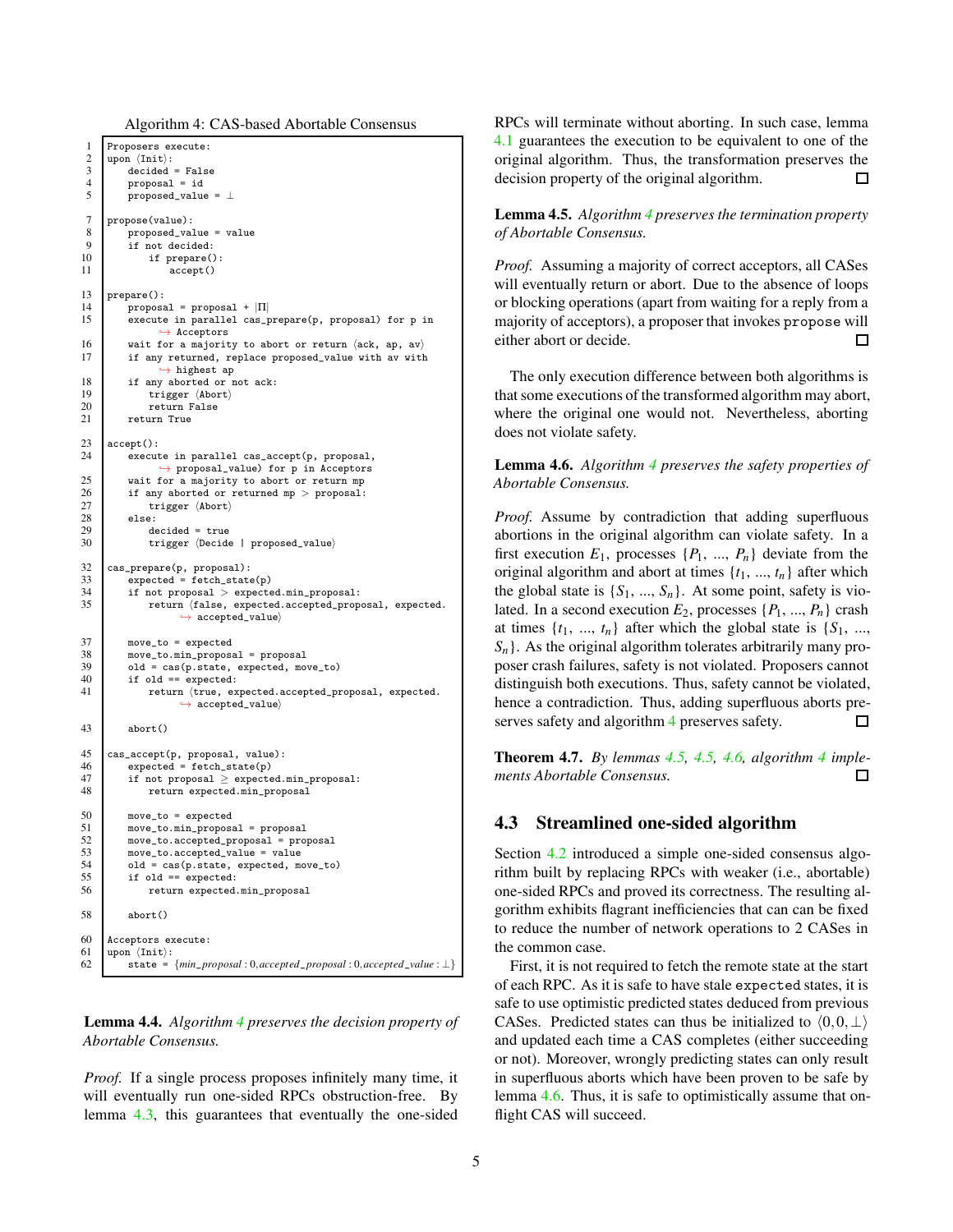Algorithm 4: CAS-based Abortable Consensus

```
1  Proposers execute:
2  upon ⟨Init⟩:
3      decided = False
4      proposal = id
5      proposed_value = ⊥

7  propose(value):
8      proposed_value = value
9      if not decided:
10         if prepare():
11             accept()

13 prepare():
14     proposal = proposal + |Π|
15     execute in parallel cas_prepare(p, proposal) for p in
           ↪ Acceptors
16     wait for a majority to abort or return ⟨ack, ap, av⟩
17     if any returned, replace proposed_value with av with
           ↪ highest ap
18     if any aborted or not ack:
19         trigger ⟨Abort⟩
20         return False
21     return True

23 accept():
24     execute in parallel cas_accept(p, proposal,
           ↪ proposal_value) for p in Acceptors
25     wait for a majority to abort or return mp
26     if any aborted or returned mp > proposal:
27         trigger ⟨Abort⟩
28     else:
29         decided = true
30         trigger ⟨Decide | proposed_value⟩

32 cas_prepare(p, proposal):
33     expected = fetch_state(p)
34     if not proposal > expected.min_proposal:
35         return ⟨false, expected.accepted_proposal, expected.
               ↪ accepted_value⟩

37     move_to = expected
38     move_to.min_proposal = proposal
39     old = cas(p.state, expected, move_to)
40     if old == expected:
41         return ⟨true, expected.accepted_proposal, expected.
               ↪ accepted_value⟩

43     abort()

45 cas_accept(p, proposal, value):
46     expected = fetch_state(p)
47     if not proposal ≥ expected.min_proposal:
48         return expected.min_proposal

50     move_to = expected
51     move_to.min_proposal = proposal
52     move_to.accepted_proposal = proposal
53     move_to.accepted_value = value
54     old = cas(p.state, expected, move_to)
55     if old == expected:
56         return expected.min_proposal

58     abort()

60 Acceptors execute:
61 upon ⟨Init⟩:
62     state = {min_proposal : 0, accepted_proposal : 0, accepted_value : ⊥}
```

**Lemma 4.4.** *Algorithm 4 preserves the decision property of Abortable Consensus.*

*Proof.* If a single process proposes infinitely many time, it will eventually run one-sided RPCs obstruction-free. By lemma 4.3, this guarantees that eventually the one-sided RPCs will terminate without aborting. In such case, lemma 4.1 guarantees the execution to be equivalent to one of the original algorithm. Thus, the transformation preserves the decision property of the original algorithm. □

**Lemma 4.5.** *Algorithm 4 preserves the termination property of Abortable Consensus.*

*Proof.* Assuming a majority of correct acceptors, all CASes will eventually return or abort. Due to the absence of loops or blocking operations (apart from waiting for a reply from a majority of acceptors), a proposer that invokes `propose` will either abort or decide. □

The only execution difference between both algorithms is that some executions of the transformed algorithm may abort, where the original one would not. Nevertheless, aborting does not violate safety.

**Lemma 4.6.** *Algorithm 4 preserves the safety properties of Abortable Consensus.*

*Proof.* Assume by contradiction that adding superfluous abortions in the original algorithm can violate safety. In a first execution $E_1$, processes $\{P_1, ..., P_n\}$ deviate from the original algorithm and abort at times $\{t_1, ..., t_n\}$ after which the global state is $\{S_1, ..., S_n\}$. At some point, safety is violated. In a second execution $E_2$, processes $\{P_1, ..., P_n\}$ crash at times $\{t_1, ..., t_n\}$ after which the global state is $\{S_1, ..., S_n\}$. As the original algorithm tolerates arbitrarily many proposer crash failures, safety is not violated. Proposers cannot distinguish both executions. Thus, safety cannot be violated, hence a contradiction. Thus, adding superfluous aborts preserves safety and algorithm 4 preserves safety. □

**Theorem 4.7.** *By lemmas 4.5, 4.5, 4.6, algorithm 4 implements Abortable Consensus.* □

## 4.3 Streamlined one-sided algorithm

Section 4.2 introduced a simple one-sided consensus algorithm built by replacing RPCs with weaker (i.e., abortable) one-sided RPCs and proved its correctness. The resulting algorithm exhibits flagrant inefficiencies that can can be fixed to reduce the number of network operations to 2 CASes in the common case.

First, it is not required to fetch the remote state at the start of each RPC. As it is safe to have stale `expected` states, it is safe to use optimistic predicted states deduced from previous CASes. Predicted states can thus be initialized to $\langle 0, 0, \perp \rangle$ and updated each time a CAS completes (either succeeding or not). Moreover, wrongly predicting states can only result in superfluous aborts which have been proven to be safe by lemma 4.6. Thus, it is safe to optimistically assume that on-flight CAS will succeed.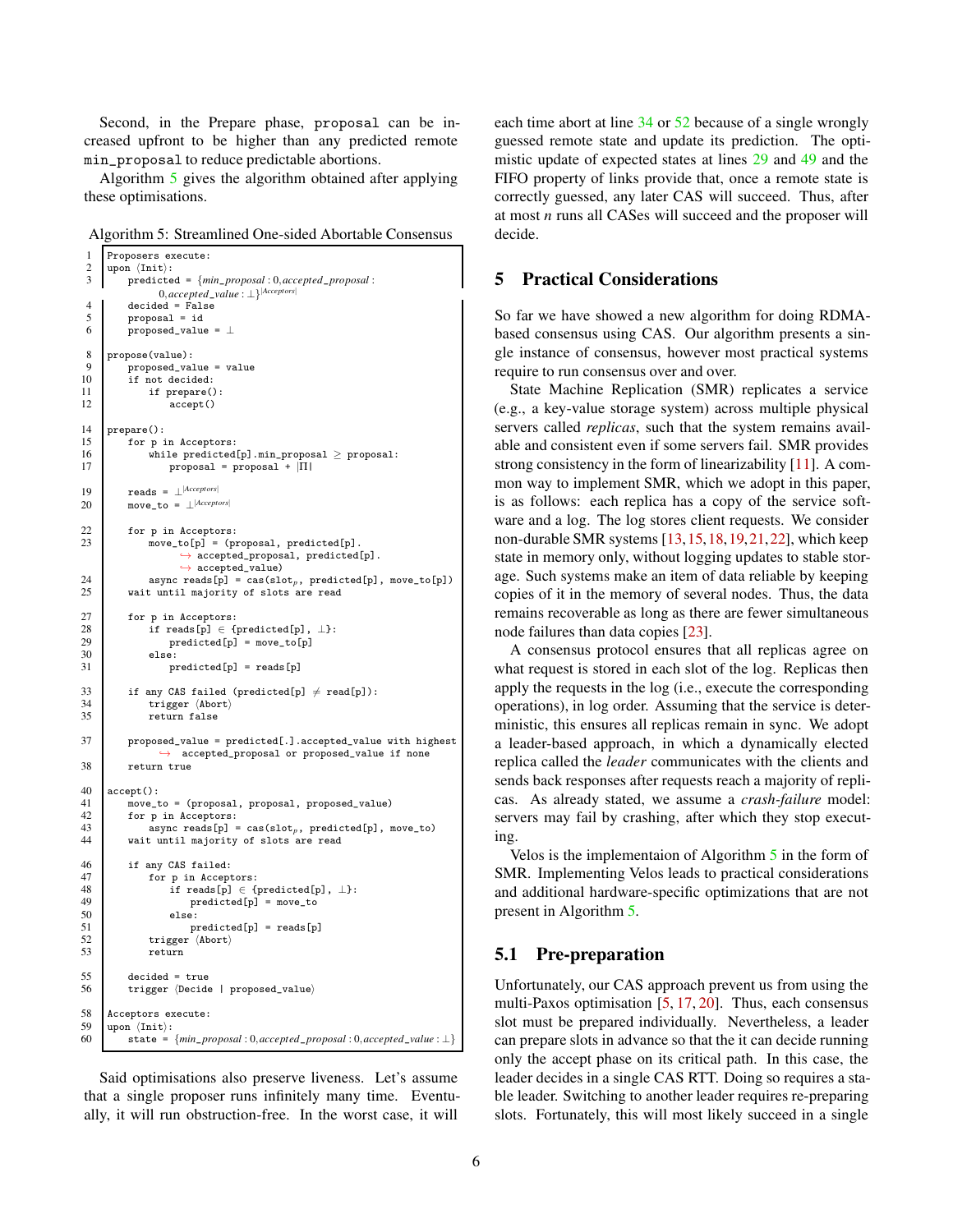Second, in the Prepare phase, `proposal` can be increased upfront to be higher than any predicted remote `min_proposal` to reduce predictable abortions.

Algorithm 5 gives the algorithm obtained after applying these optimisations.

Algorithm 5: Streamlined One-sided Abortable Consensus

```
1   Proposers execute:
2   upon ⟨Init⟩:
3       predicted = {min_proposal : 0, accepted_proposal :
            0, accepted_value : ⊥}^|Acceptors|
4       decided = False
5       proposal = id
6       proposed_value = ⊥

8   propose(value):
9       proposed_value = value
10      if not decided:
11          if prepare():
12              accept()

14  prepare():
15      for p in Acceptors:
16          while predicted[p].min_proposal ≥ proposal:
17              proposal = proposal + |Π|

19      reads = ⊥^|Acceptors|
20      move_to = ⊥^|Acceptors|

22      for p in Acceptors:
23          move_to[p] = (proposal, predicted[p].
                ↪ accepted_proposal, predicted[p].
                ↪ accepted_value)
24          async reads[p] = cas(slot_p, predicted[p], move_to[p])
25      wait until majority of slots are read

27      for p in Acceptors:
28          if reads[p] ∈ {predicted[p], ⊥}:
29              predicted[p] = move_to[p]
30          else:
31              predicted[p] = reads[p]

33      if any CAS failed (predicted[p] ≠ read[p]):
34          trigger ⟨Abort⟩
35          return false

37      proposed_value = predicted[.].accepted_value with highest
            ↪ accepted_proposal or proposed_value if none
38      return true

40  accept():
41      move_to = (proposal, proposal, proposed_value)
42      for p in Acceptors:
43          async reads[p] = cas(slot_p, predicted[p], move_to)
44      wait until majority of slots are read

46      if any CAS failed:
47          for p in Acceptors:
48              if reads[p] ∈ {predicted[p], ⊥}:
49                  predicted[p] = move_to
50              else:
51                  predicted[p] = reads[p]
52          trigger ⟨Abort⟩
53          return

55      decided = true
56      trigger ⟨Decide | proposed_value⟩

58  Acceptors execute:
59  upon ⟨Init⟩:
60      state = {min_proposal : 0, accepted_proposal : 0, accepted_value : ⊥}
```

Said optimisations also preserve liveness. Let's assume that a single proposer runs infinitely many time. Eventually, it will run obstruction-free. In the worst case, it will each time abort at line 34 or 52 because of a single wrongly guessed remote state and update its prediction. The optimistic update of expected states at lines 29 and 49 and the FIFO property of links provide that, once a remote state is correctly guessed, any later CAS will succeed. Thus, after at most *n* runs all CASes will succeed and the proposer will decide.

## 5 Practical Considerations

So far we have showed a new algorithm for doing RDMA-based consensus using CAS. Our algorithm presents a single instance of consensus, however most practical systems require to run consensus over and over.

State Machine Replication (SMR) replicates a service (e.g., a key-value storage system) across multiple physical servers called *replicas*, such that the system remains available and consistent even if some servers fail. SMR provides strong consistency in the form of linearizability [11]. A common way to implement SMR, which we adopt in this paper, is as follows: each replica has a copy of the service software and a log. The log stores client requests. We consider non-durable SMR systems [13, 15, 18, 19, 21, 22], which keep state in memory only, without logging updates to stable storage. Such systems make an item of data reliable by keeping copies of it in the memory of several nodes. Thus, the data remains recoverable as long as there are fewer simultaneous node failures than data copies [23].

A consensus protocol ensures that all replicas agree on what request is stored in each slot of the log. Replicas then apply the requests in the log (i.e., execute the corresponding operations), in log order. Assuming that the service is deterministic, this ensures all replicas remain in sync. We adopt a leader-based approach, in which a dynamically elected replica called the *leader* communicates with the clients and sends back responses after requests reach a majority of replicas. As already stated, we assume a *crash-failure* model: servers may fail by crashing, after which they stop executing.

Velos is the implementaion of Algorithm 5 in the form of SMR. Implementing Velos leads to practical considerations and additional hardware-specific optimizations that are not present in Algorithm 5.

### 5.1 Pre-preparation

Unfortunately, our CAS approach prevent us from using the multi-Paxos optimisation [5, 17, 20]. Thus, each consensus slot must be prepared individually. Nevertheless, a leader can prepare slots in advance so that the it can decide running only the accept phase on its critical path. In this case, the leader decides in a single CAS RTT. Doing so requires a stable leader. Switching to another leader requires re-preparing slots. Fortunately, this will most likely succeed in a single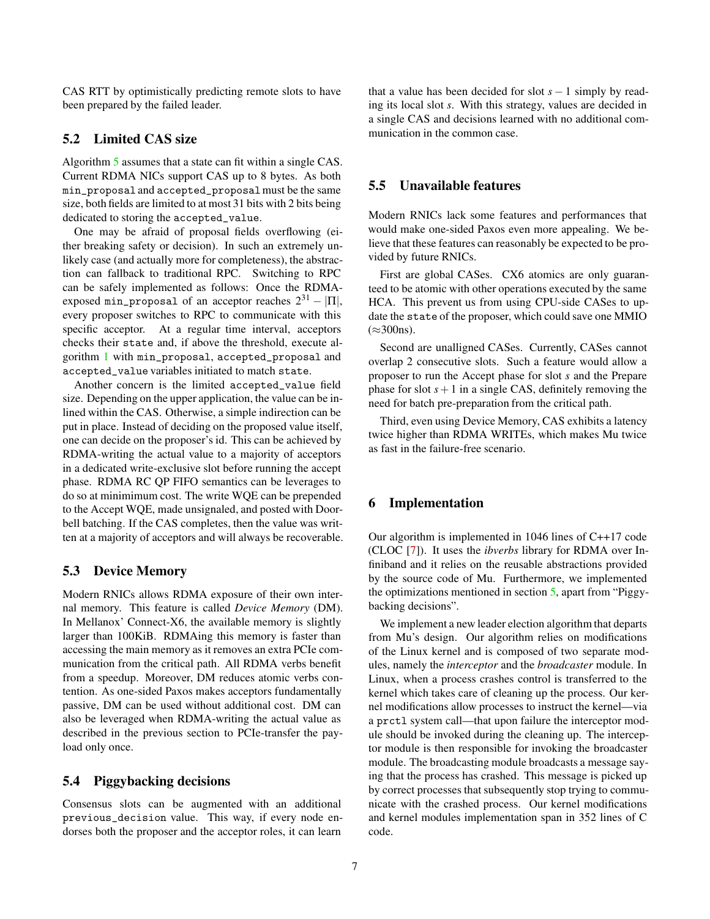CAS RTT by optimistically predicting remote slots to have been prepared by the failed leader.

## 5.2 Limited CAS size

Algorithm 5 assumes that a state can fit within a single CAS. Current RDMA NICs support CAS up to 8 bytes. As both `min_proposal` and `accepted_proposal` must be the same size, both fields are limited to at most 31 bits with 2 bits being dedicated to storing the `accepted_value`.

One may be afraid of proposal fields overflowing (either breaking safety or decision). In such an extremely unlikely case (and actually more for completeness), the abstraction can fallback to traditional RPC. Switching to RPC can be safely implemented as follows: Once the RDMA-exposed `min_proposal` of an acceptor reaches $2^{31} - |\Pi|$, every proposer switches to RPC to communicate with this specific acceptor. At a regular time interval, acceptors checks their `state` and, if above the threshold, execute algorithm 1 with `min_proposal`, `accepted_proposal` and `accepted_value` variables initiated to match `state`.

Another concern is the limited `accepted_value` field size. Depending on the upper application, the value can be inlined within the CAS. Otherwise, a simple indirection can be put in place. Instead of deciding on the proposed value itself, one can decide on the proposer's id. This can be achieved by RDMA-writing the actual value to a majority of acceptors in a dedicated write-exclusive slot before running the accept phase. RDMA RC QP FIFO semantics can be leverages to do so at minimimum cost. The write WQE can be prepended to the Accept WQE, made unsignaled, and posted with Doorbell batching. If the CAS completes, then the value was written at a majority of acceptors and will always be recoverable.

## 5.3 Device Memory

Modern RNICs allows RDMA exposure of their own internal memory. This feature is called *Device Memory* (DM). In Mellanox' Connect-X6, the available memory is slightly larger than 100KiB. RDMAing this memory is faster than accessing the main memory as it removes an extra PCIe communication from the critical path. All RDMA verbs benefit from a speedup. Moreover, DM reduces atomic verbs contention. As one-sided Paxos makes acceptors fundamentally passive, DM can be used without additional cost. DM can also be leveraged when RDMA-writing the actual value as described in the previous section to PCIe-transfer the payload only once.

## 5.4 Piggybacking decisions

Consensus slots can be augmented with an additional `previous_decision` value. This way, if every node endorses both the proposer and the acceptor roles, it can learn that a value has been decided for slot $s-1$ simply by reading its local slot $s$. With this strategy, values are decided in a single CAS and decisions learned with no additional communication in the common case.

## 5.5 Unavailable features

Modern RNICs lack some features and performances that would make one-sided Paxos even more appealing. We believe that these features can reasonably be expected to be provided by future RNICs.

First are global CASes. CX6 atomics are only guaranteed to be atomic with other operations executed by the same HCA. This prevent us from using CPU-side CASes to update the `state` of the proposer, which could save one MMIO (≈300ns).

Second are unalligned CASes. Currently, CASes cannot overlap 2 consecutive slots. Such a feature would allow a proposer to run the Accept phase for slot $s$ and the Prepare phase for slot $s+1$ in a single CAS, definitely removing the need for batch pre-preparation from the critical path.

Third, even using Device Memory, CAS exhibits a latency twice higher than RDMA WRITEs, which makes Mu twice as fast in the failure-free scenario.

# 6 Implementation

Our algorithm is implemented in 1046 lines of C++17 code (CLOC [7]). It uses the *ibverbs* library for RDMA over Infiniband and it relies on the reusable abstractions provided by the source code of Mu. Furthermore, we implemented the optimizations mentioned in section 5, apart from "Piggybacking decisions".

We implement a new leader election algorithm that departs from Mu's design. Our algorithm relies on modifications of the Linux kernel and is composed of two separate modules, namely the *interceptor* and the *broadcaster* module. In Linux, when a process crashes control is transferred to the kernel which takes care of cleaning up the process. Our kernel modifications allow processes to instruct the kernel—via a `prctl` system call—that upon failure the interceptor module should be invoked during the cleaning up. The interceptor module is then responsible for invoking the broadcaster module. The broadcasting module broadcasts a message saying that the process has crashed. This message is picked up by correct processes that subsequently stop trying to communicate with the crashed process. Our kernel modifications and kernel modules implementation span in 352 lines of C code.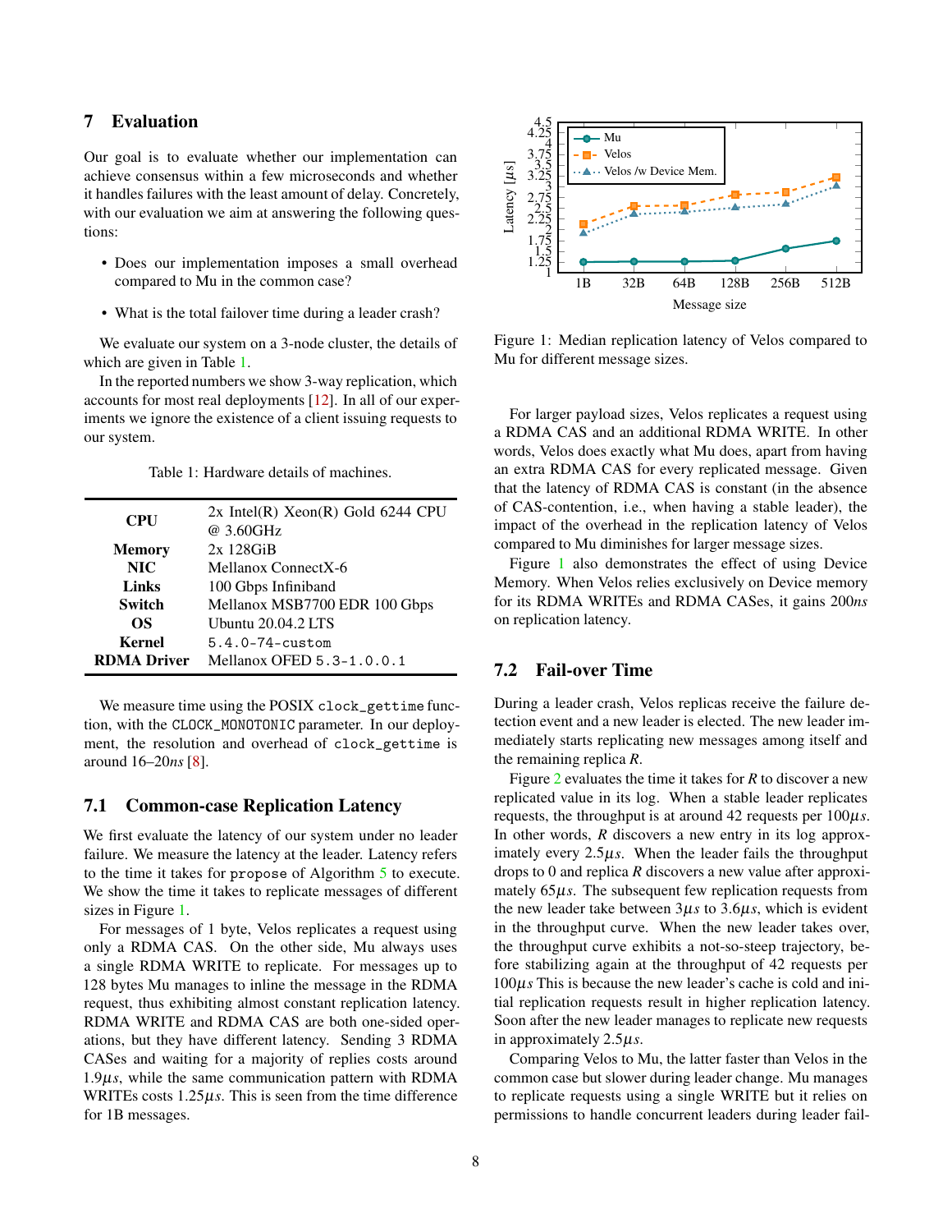## 7 Evaluation

Our goal is to evaluate whether our implementation can achieve consensus within a few microseconds and whether it handles failures with the least amount of delay. Concretely, with our evaluation we aim at answering the following questions:

- Does our implementation imposes a small overhead compared to Mu in the common case?
- What is the total failover time during a leader crash?

We evaluate our system on a 3-node cluster, the details of which are given in Table 1.

In the reported numbers we show 3-way replication, which accounts for most real deployments [12]. In all of our experiments we ignore the existence of a client issuing requests to our system.

Table 1: Hardware details of machines.

| | |
|---|---|
| **CPU** | 2x Intel(R) Xeon(R) Gold 6244 CPU @ 3.60GHz |
| **Memory** | 2x 128GiB |
| **NIC** | Mellanox ConnectX-6 |
| **Links** | 100 Gbps Infiniband |
| **Switch** | Mellanox MSB7700 EDR 100 Gbps |
| **OS** | Ubuntu 20.04.2 LTS |
| **Kernel** | `5.4.0-74-custom` |
| **RDMA Driver** | Mellanox OFED `5.3-1.0.0.1` |

We measure time using the POSIX `clock_gettime` function, with the `CLOCK_MONOTONIC` parameter. In our deployment, the resolution and overhead of `clock_gettime` is around 16–20*ns* [8].

### 7.1 Common-case Replication Latency

We first evaluate the latency of our system under no leader failure. We measure the latency at the leader. Latency refers to the time it takes for `propose` of Algorithm 5 to execute. We show the time it takes to replicate messages of different sizes in Figure 1.

For messages of 1 byte, Velos replicates a request using only a RDMA CAS. On the other side, Mu always uses a single RDMA WRITE to replicate. For messages up to 128 bytes Mu manages to inline the message in the RDMA request, thus exhibiting almost constant replication latency. RDMA WRITE and RDMA CAS are both one-sided operations, but they have different latency. Sending 3 RDMA CASes and waiting for a majority of replies costs around 1.9$\mu s$, while the same communication pattern with RDMA WRITEs costs 1.25$\mu s$. This is seen from the time difference for 1B messages.

Figure 1: Median replication latency of Velos compared to Mu for different message sizes.

For larger payload sizes, Velos replicates a request using a RDMA CAS and an additional RDMA WRITE. In other words, Velos does exactly what Mu does, apart from having an extra RDMA CAS for every replicated message. Given that the latency of RDMA CAS is constant (in the absence of CAS-contention, i.e., when having a stable leader), the impact of the overhead in the replication latency of Velos compared to Mu diminishes for larger message sizes.

Figure 1 also demonstrates the effect of using Device Memory. When Velos relies exclusively on Device memory for its RDMA WRITEs and RDMA CASes, it gains 200*ns* on replication latency.

### 7.2 Fail-over Time

During a leader crash, Velos replicas receive the failure detection event and a new leader is elected. The new leader immediately starts replicating new messages among itself and the remaining replica *R*.

Figure 2 evaluates the time it takes for *R* to discover a new replicated value in its log. When a stable leader replicates requests, the throughput is at around 42 requests per 100$\mu s$. In other words, *R* discovers a new entry in its log approximately every 2.5$\mu s$. When the leader fails the throughput drops to 0 and replica *R* discovers a new value after approximately 65$\mu s$. The subsequent few replication requests from the new leader take between 3$\mu s$ to 3.6$\mu s$, which is evident in the throughput curve. When the new leader takes over, the throughput curve exhibits a not-so-steep trajectory, before stabilizing again at the throughput of 42 requests per 100$\mu s$ This is because the new leader's cache is cold and initial replication requests result in higher replication latency. Soon after the new leader manages to replicate new requests in approximately 2.5$\mu s$.

Comparing Velos to Mu, the latter faster than Velos in the common case but slower during leader change. Mu manages to replicate requests using a single WRITE but it relies on permissions to handle concurrent leaders during leader fail-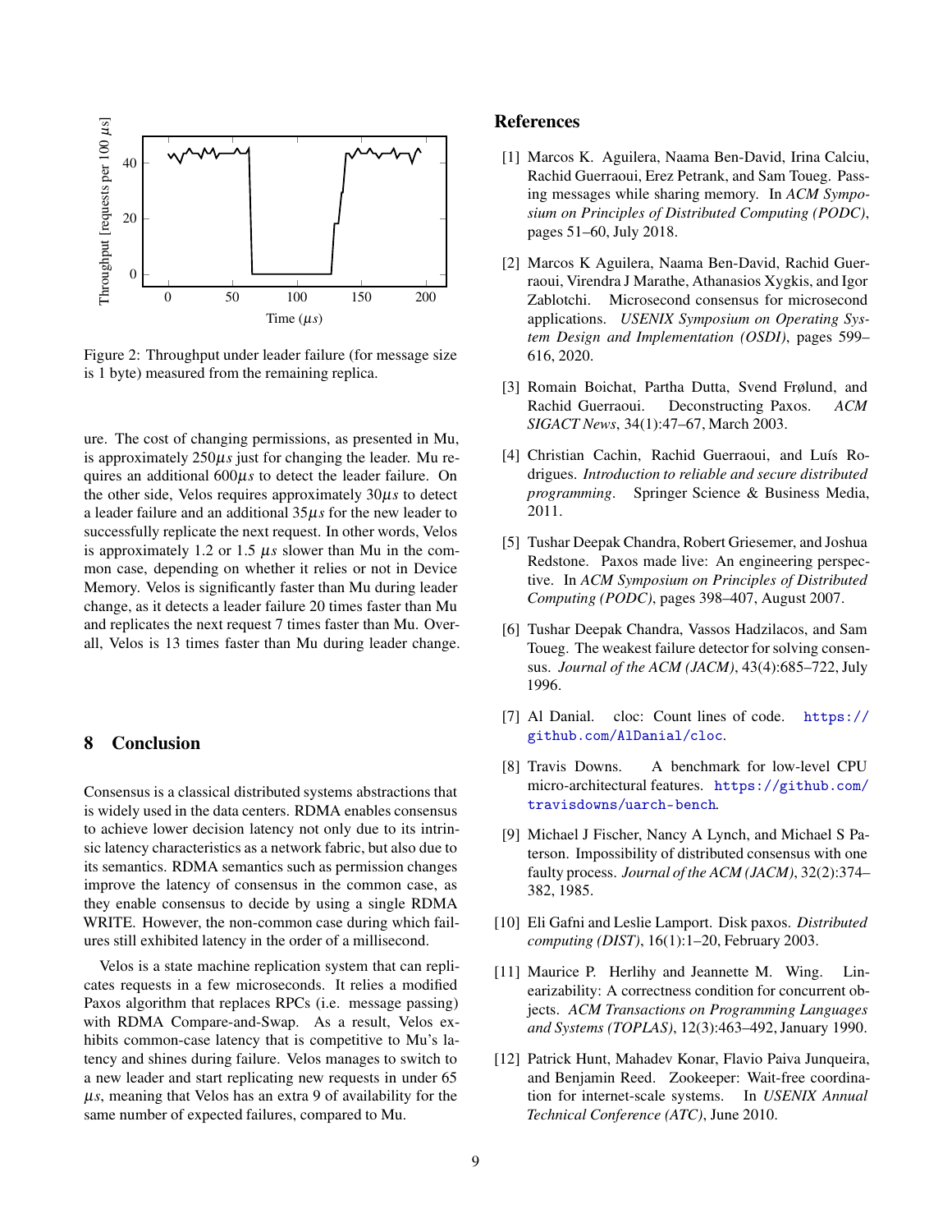Figure 2: Throughput under leader failure (for message size is 1 byte) measured from the remaining replica.

ure. The cost of changing permissions, as presented in Mu, is approximately 250$\mu s$ just for changing the leader. Mu requires an additional 600$\mu s$ to detect the leader failure. On the other side, Velos requires approximately 30$\mu s$ to detect a leader failure and an additional 35$\mu s$ for the new leader to successfully replicate the next request. In other words, Velos is approximately 1.2 or 1.5 $\mu s$ slower than Mu in the common case, depending on whether it relies or not in Device Memory. Velos is significantly faster than Mu during leader change, as it detects a leader failure 20 times faster than Mu and replicates the next request 7 times faster than Mu. Overall, Velos is 13 times faster than Mu during leader change.

## 8 Conclusion

Consensus is a classical distributed systems abstractions that is widely used in the data centers. RDMA enables consensus to achieve lower decision latency not only due to its intrinsic latency characteristics as a network fabric, but also due to its semantics. RDMA semantics such as permission changes improve the latency of consensus in the common case, as they enable consensus to decide by using a single RDMA WRITE. However, the non-common case during which failures still exhibited latency in the order of a millisecond.

Velos is a state machine replication system that can replicates requests in a few microseconds. It relies a modified Paxos algorithm that replaces RPCs (i.e. message passing) with RDMA Compare-and-Swap. As a result, Velos exhibits common-case latency that is competitive to Mu's latency and shines during failure. Velos manages to switch to a new leader and start replicating new requests in under 65 $\mu s$, meaning that Velos has an extra 9 of availability for the same number of expected failures, compared to Mu.

## References

[1] Marcos K. Aguilera, Naama Ben-David, Irina Calciu, Rachid Guerraoui, Erez Petrank, and Sam Toueg. Passing messages while sharing memory. In *ACM Symposium on Principles of Distributed Computing (PODC)*, pages 51–60, July 2018.

[2] Marcos K Aguilera, Naama Ben-David, Rachid Guerraoui, Virendra J Marathe, Athanasios Xygkis, and Igor Zablotchi. Microsecond consensus for microsecond applications. *USENIX Symposium on Operating System Design and Implementation (OSDI)*, pages 599–616, 2020.

[3] Romain Boichat, Partha Dutta, Svend Frølund, and Rachid Guerraoui. Deconstructing Paxos. *ACM SIGACT News*, 34(1):47–67, March 2003.

[4] Christian Cachin, Rachid Guerraoui, and Luís Rodrigues. *Introduction to reliable and secure distributed programming*. Springer Science & Business Media, 2011.

[5] Tushar Deepak Chandra, Robert Griesemer, and Joshua Redstone. Paxos made live: An engineering perspective. In *ACM Symposium on Principles of Distributed Computing (PODC)*, pages 398–407, August 2007.

[6] Tushar Deepak Chandra, Vassos Hadzilacos, and Sam Toueg. The weakest failure detector for solving consensus. *Journal of the ACM (JACM)*, 43(4):685–722, July 1996.

[7] Al Danial. cloc: Count lines of code. https://github.com/AlDanial/cloc.

[8] Travis Downs. A benchmark for low-level CPU micro-architectural features. https://github.com/travisdowns/uarch-bench.

[9] Michael J Fischer, Nancy A Lynch, and Michael S Paterson. Impossibility of distributed consensus with one faulty process. *Journal of the ACM (JACM)*, 32(2):374–382, 1985.

[10] Eli Gafni and Leslie Lamport. Disk paxos. *Distributed computing (DIST)*, 16(1):1–20, February 2003.

[11] Maurice P. Herlihy and Jeannette M. Wing. Linearizability: A correctness condition for concurrent objects. *ACM Transactions on Programming Languages and Systems (TOPLAS)*, 12(3):463–492, January 1990.

[12] Patrick Hunt, Mahadev Konar, Flavio Paiva Junqueira, and Benjamin Reed. Zookeeper: Wait-free coordination for internet-scale systems. In *USENIX Annual Technical Conference (ATC)*, June 2010.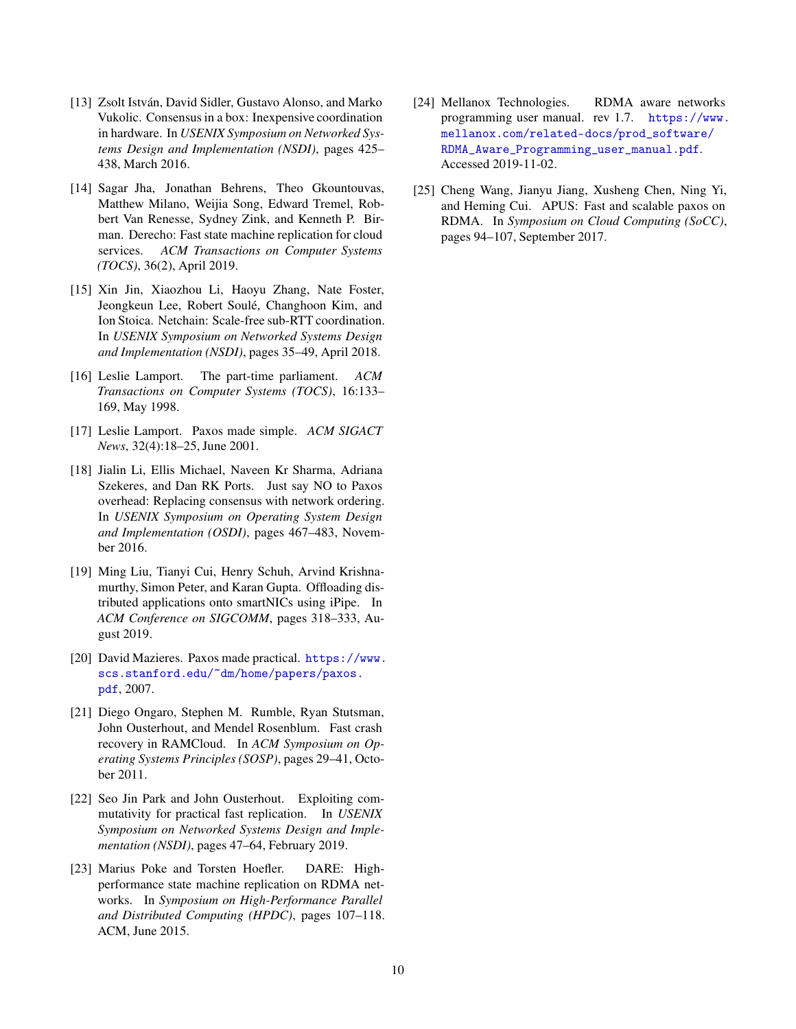[13] Zsolt István, David Sidler, Gustavo Alonso, and Marko Vukolic. Consensus in a box: Inexpensive coordination in hardware. In *USENIX Symposium on Networked Systems Design and Implementation (NSDI)*, pages 425–438, March 2016.

[14] Sagar Jha, Jonathan Behrens, Theo Gkountouvas, Matthew Milano, Weijia Song, Edward Tremel, Robbert Van Renesse, Sydney Zink, and Kenneth P. Birman. Derecho: Fast state machine replication for cloud services. *ACM Transactions on Computer Systems (TOCS)*, 36(2), April 2019.

[15] Xin Jin, Xiaozhou Li, Haoyu Zhang, Nate Foster, Jeongkeun Lee, Robert Soulé, Changhoon Kim, and Ion Stoica. Netchain: Scale-free sub-RTT coordination. In *USENIX Symposium on Networked Systems Design and Implementation (NSDI)*, pages 35–49, April 2018.

[16] Leslie Lamport. The part-time parliament. *ACM Transactions on Computer Systems (TOCS)*, 16:133–169, May 1998.

[17] Leslie Lamport. Paxos made simple. *ACM SIGACT News*, 32(4):18–25, June 2001.

[18] Jialin Li, Ellis Michael, Naveen Kr Sharma, Adriana Szekeres, and Dan RK Ports. Just say NO to Paxos overhead: Replacing consensus with network ordering. In *USENIX Symposium on Operating System Design and Implementation (OSDI)*, pages 467–483, November 2016.

[19] Ming Liu, Tianyi Cui, Henry Schuh, Arvind Krishnamurthy, Simon Peter, and Karan Gupta. Offloading distributed applications onto smartNICs using iPipe. In *ACM Conference on SIGCOMM*, pages 318–333, August 2019.

[20] David Mazieres. Paxos made practical. https://www.scs.stanford.edu/~dm/home/papers/paxos.pdf, 2007.

[21] Diego Ongaro, Stephen M. Rumble, Ryan Stutsman, John Ousterhout, and Mendel Rosenblum. Fast crash recovery in RAMCloud. In *ACM Symposium on Operating Systems Principles (SOSP)*, pages 29–41, October 2011.

[22] Seo Jin Park and John Ousterhout. Exploiting commutativity for practical fast replication. In *USENIX Symposium on Networked Systems Design and Implementation (NSDI)*, pages 47–64, February 2019.

[23] Marius Poke and Torsten Hoefler. DARE: High-performance state machine replication on RDMA networks. In *Symposium on High-Performance Parallel and Distributed Computing (HPDC)*, pages 107–118. ACM, June 2015.

[24] Mellanox Technologies. RDMA aware networks programming user manual. rev 1.7. https://www.mellanox.com/related-docs/prod_software/RDMA_Aware_Programming_user_manual.pdf. Accessed 2019-11-02.

[25] Cheng Wang, Jianyu Jiang, Xusheng Chen, Ning Yi, and Heming Cui. APUS: Fast and scalable paxos on RDMA. In *Symposium on Cloud Computing (SoCC)*, pages 94–107, September 2017.